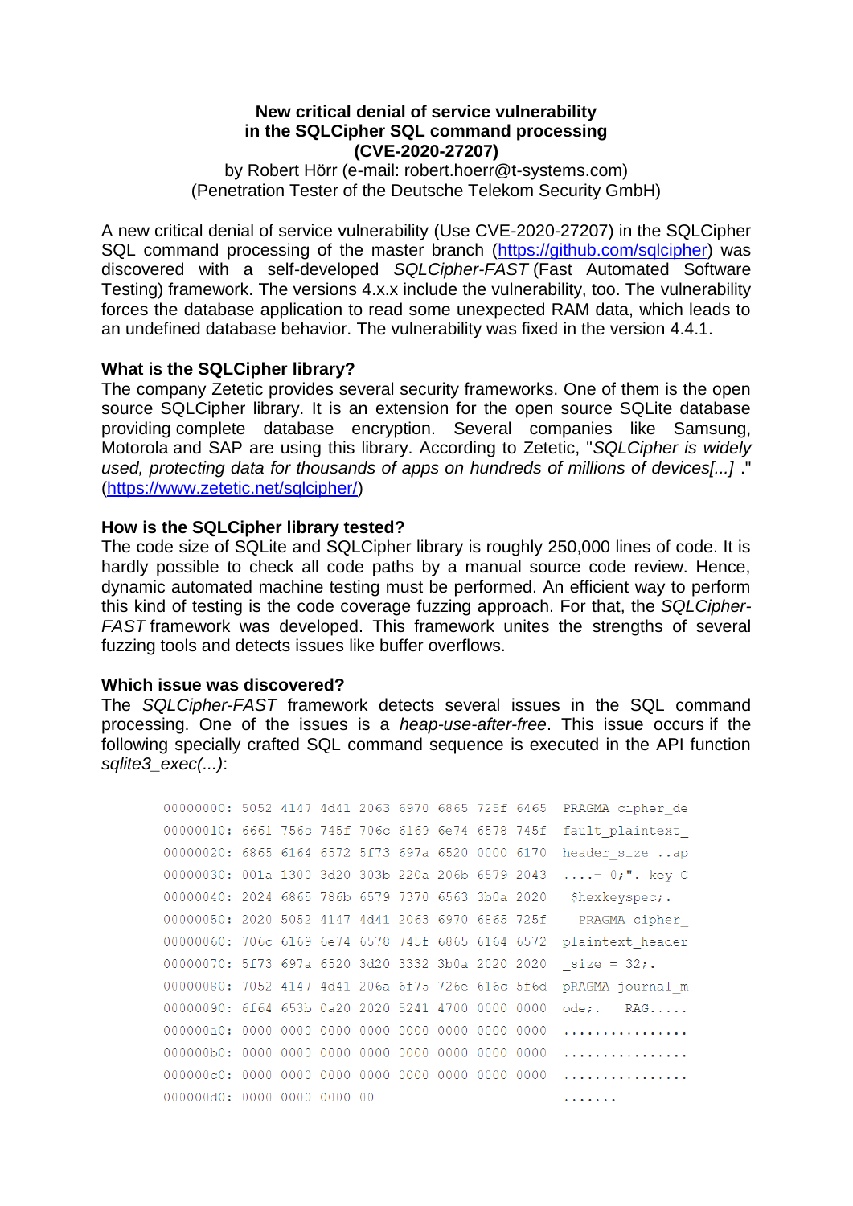**New critical denial of service vulnerability in the SQLCipher SQL command processing (CVE-2020-27207)**

by Robert Hörr (e-mail: robert.hoerr@t-systems.com)
(Penetration Tester of the Deutsche Telekom Security GmbH)

A new critical denial of service vulnerability (Use CVE-2020-27207) in the SQLCipher SQL command processing of the master branch (https://github.com/sqlcipher) was discovered with a self-developed *SQLCipher-FAST* (Fast Automated Software Testing) framework. The versions 4.x.x include the vulnerability, too. The vulnerability forces the database application to read some unexpected RAM data, which leads to an undefined database behavior. The vulnerability was fixed in the version 4.4.1.

### What is the SQLCipher library?

The company Zetetic provides several security frameworks. One of them is the open source SQLCipher library. It is an extension for the open source SQLite database providing complete database encryption. Several companies like Samsung, Motorola and SAP are using this library. According to Zetetic, "*SQLCipher is widely used, protecting data for thousands of apps on hundreds of millions of devices[...]* ." (https://www.zetetic.net/sqlcipher/)

### How is the SQLCipher library tested?

The code size of SQLite and SQLCipher library is roughly 250,000 lines of code. It is hardly possible to check all code paths by a manual source code review. Hence, dynamic automated machine testing must be performed. An efficient way to perform this kind of testing is the code coverage fuzzing approach. For that, the *SQLCipher-FAST* framework was developed. This framework unites the strengths of several fuzzing tools and detects issues like buffer overflows.

### Which issue was discovered?

The *SQLCipher-FAST* framework detects several issues in the SQL command processing. One of the issues is a *heap-use-after-free*. This issue occurs if the following specially crafted SQL command sequence is executed in the API function *sqlite3_exec(...)*:

```
00000000: 5052 4147 4d41 2063 6970 6865 725f 6465  PRAGMA cipher_de
00000010: 6661 756c 745f 706c 6169 6e74 6578 745f  fault_plaintext_
00000020: 6865 6164 6572 5f73 697a 6520 0000 6170  header_size ..ap
00000030: 001a 1300 3d20 303b 220a 206b 6579 2043  ....= 0;". key C
00000040: 2024 6865 786b 6579 7370 6563 3b0a 2020   $hexkeyspec;.
00000050: 2020 5052 4147 4d41 2063 6970 6865 725f    PRAGMA cipher_
00000060: 706c 6169 6e74 6578 745f 6865 6164 6572  plaintext_header
00000070: 5f73 697a 6520 3d20 3332 3b0a 2020 2020  _size = 32;.
00000080: 7052 4147 4d41 206a 6f75 726e 616c 5f6d  pRAGMA journal_m
00000090: 6f64 653b 0a20 2020 5241 4700 0000 0000  ode;.   RAG.....
000000a0: 0000 0000 0000 0000 0000 0000 0000 0000  ................
000000b0: 0000 0000 0000 0000 0000 0000 0000 0000  ................
000000c0: 0000 0000 0000 0000 0000 0000 0000 0000  ................
000000d0: 0000 0000 0000 00                        .......
```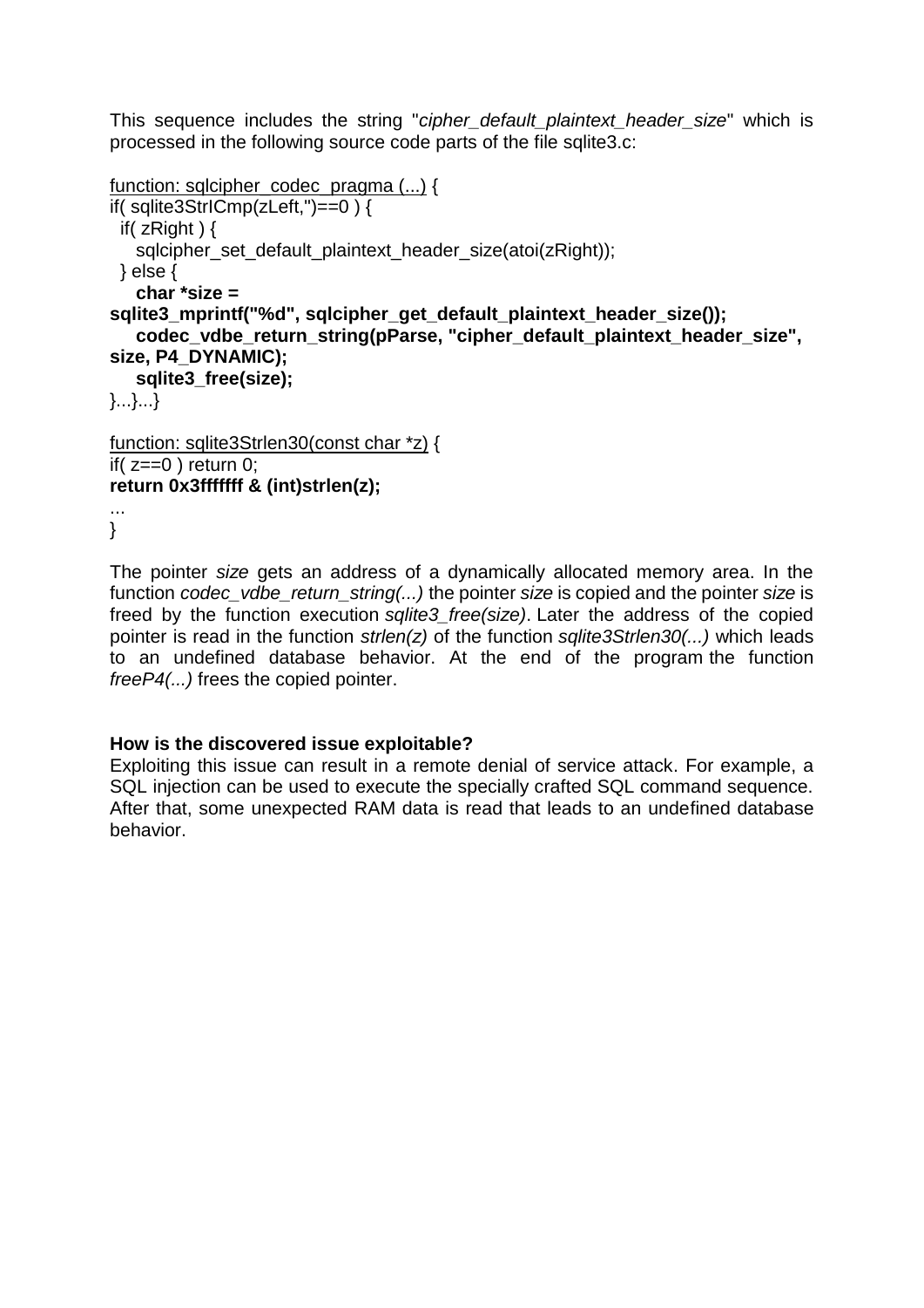This sequence includes the string "*cipher_default_plaintext_header_size*" which is processed in the following source code parts of the file sqlite3.c:

```
function: sqlcipher_codec_pragma (...) {
if( sqlite3StrICmp(zLeft,")==0 ) {
  if( zRight ) {
    sqlcipher_set_default_plaintext_header_size(atoi(zRight));
  } else {
    char *size =
sqlite3_mprintf("%d", sqlcipher_get_default_plaintext_header_size());
    codec_vdbe_return_string(pParse, "cipher_default_plaintext_header_size",
size, P4_DYNAMIC);
    sqlite3_free(size);
}...}...}

function: sqlite3Strlen30(const char *z) {
if( z==0 ) return 0;
return 0x3fffffff & (int)strlen(z);
...
}
```

The pointer *size* gets an address of a dynamically allocated memory area. In the function *codec_vdbe_return_string(...)* the pointer *size* is copied and the pointer *size* is freed by the function execution *sqlite3_free(size)*. Later the address of the copied pointer is read in the function *strlen(z)* of the function *sqlite3Strlen30(...)* which leads to an undefined database behavior. At the end of the program the function *freeP4(...)* frees the copied pointer.

**How is the discovered issue exploitable?**

Exploiting this issue can result in a remote denial of service attack. For example, a SQL injection can be used to execute the specially crafted SQL command sequence. After that, some unexpected RAM data is read that leads to an undefined database behavior.